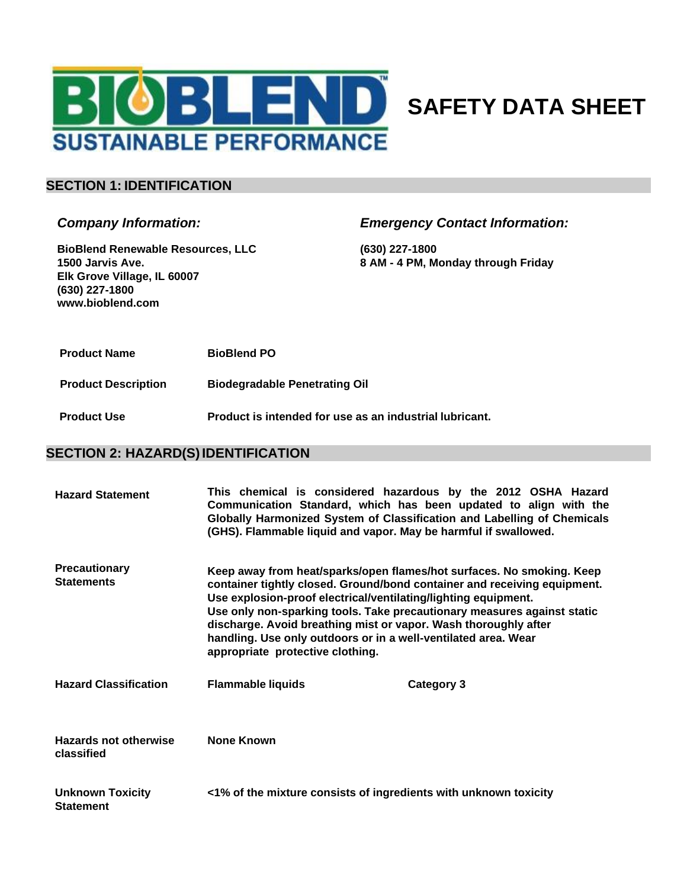BIOBLEND™ SUSTAINABLE PERFORMANCE

# SAFETY DATA SHEET

## SECTION 1: IDENTIFICATION

*Company Information:*

**BioBlend Renewable Resources, LLC**
**1500 Jarvis Ave.**
**Elk Grove Village, IL 60007**
**(630) 227-1800**
**www.bioblend.com**

*Emergency Contact Information:*

**(630) 227-1800**
**8 AM - 4 PM, Monday through Friday**

| | |
|---|---|
| **Product Name** | **BioBlend PO** |
| **Product Description** | **Biodegradable Penetrating Oil** |
| **Product Use** | **Product is intended for use as an industrial lubricant.** |

## SECTION 2: HAZARD(S) IDENTIFICATION

| | | |
|---|---|---|
| **Hazard Statement** | **This chemical is considered hazardous by the 2012 OSHA Hazard Communication Standard, which has been updated to align with the Globally Harmonized System of Classification and Labelling of Chemicals (GHS). Flammable liquid and vapor. May be harmful if swallowed.** | |
| **Precautionary Statements** | **Keep away from heat/sparks/open flames/hot surfaces. No smoking. Keep container tightly closed. Ground/bond container and receiving equipment. Use explosion-proof electrical/ventilating/lighting equipment. Use only non-sparking tools. Take precautionary measures against static discharge. Avoid breathing mist or vapor. Wash thoroughly after handling. Use only outdoors or in a well-ventilated area. Wear appropriate protective clothing.** | |
| **Hazard Classification** | **Flammable liquids** | **Category 3** |
| **Hazards not otherwise classified** | **None Known** | |
| **Unknown Toxicity Statement** | **<1% of the mixture consists of ingredients with unknown toxicity** | |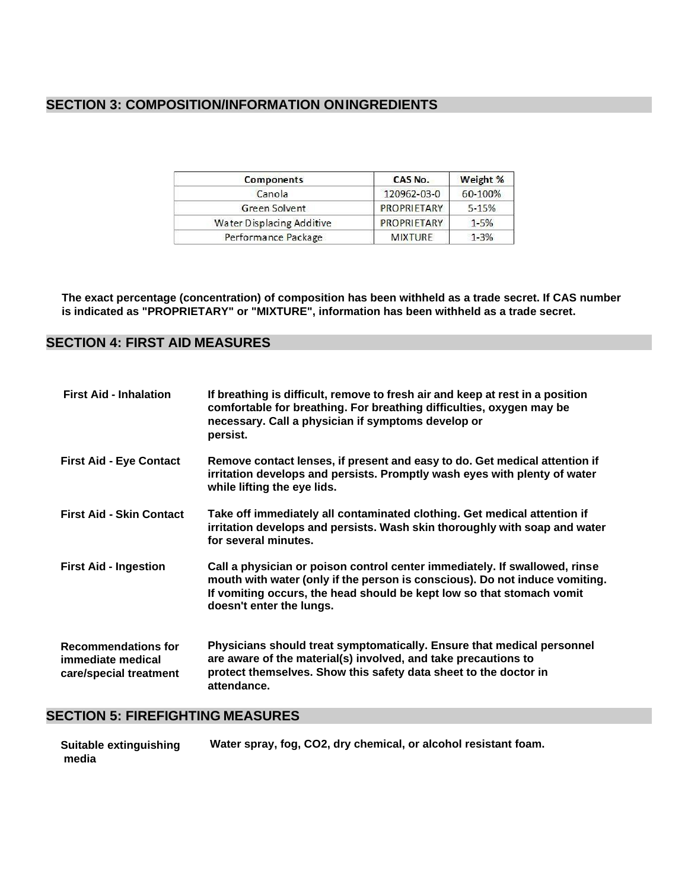## SECTION 3: COMPOSITION/INFORMATION ONINGREDIENTS

| Components | CAS No. | Weight % |
|---|---|---|
| Canola | 120962-03-0 | 60-100% |
| Green Solvent | PROPRIETARY | 5-15% |
| Water Displacing Additive | PROPRIETARY | 1-5% |
| Performance Package | MIXTURE | 1-3% |

**The exact percentage (concentration) of composition has been withheld as a trade secret. If CAS number is indicated as "PROPRIETARY" or "MIXTURE", information has been withheld as a trade secret.**

## SECTION 4: FIRST AID MEASURES

**First Aid - Inhalation** — **If breathing is difficult, remove to fresh air and keep at rest in a position comfortable for breathing. For breathing difficulties, oxygen may be necessary. Call a physician if symptoms develop or persist.**

**First Aid - Eye Contact** — **Remove contact lenses, if present and easy to do. Get medical attention if irritation develops and persists. Promptly wash eyes with plenty of water while lifting the eye lids.**

**First Aid - Skin Contact** — **Take off immediately all contaminated clothing. Get medical attention if irritation develops and persists. Wash skin thoroughly with soap and water for several minutes.**

**First Aid - Ingestion** — **Call a physician or poison control center immediately. If swallowed, rinse mouth with water (only if the person is conscious). Do not induce vomiting. If vomiting occurs, the head should be kept low so that stomach vomit doesn't enter the lungs.**

**Recommendations for immediate medical care/special treatment** — **Physicians should treat symptomatically. Ensure that medical personnel are aware of the material(s) involved, and take precautions to protect themselves. Show this safety data sheet to the doctor in attendance.**

## SECTION 5: FIREFIGHTING MEASURES

**Suitable extinguishing media** — **Water spray, fog, $CO_2$, dry chemical, or alcohol resistant foam.**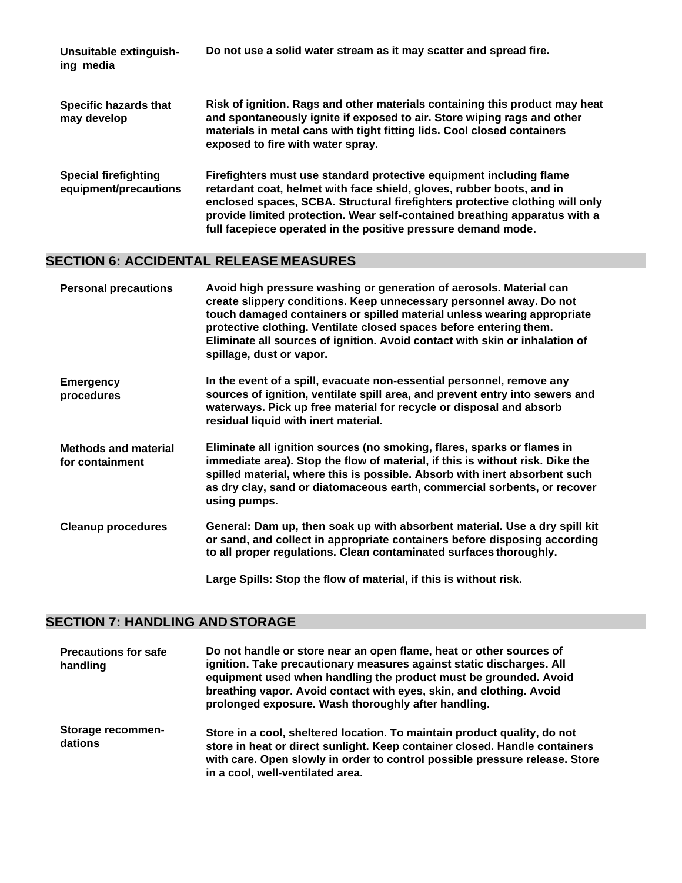**Unsuitable extinguishing media** — Do not use a solid water stream as it may scatter and spread fire.

**Specific hazards that may develop** — Risk of ignition. Rags and other materials containing this product may heat and spontaneously ignite if exposed to air. Store wiping rags and other materials in metal cans with tight fitting lids. Cool closed containers exposed to fire with water spray.

**Special firefighting equipment/precautions** — Firefighters must use standard protective equipment including flame retardant coat, helmet with face shield, gloves, rubber boots, and in enclosed spaces, SCBA. Structural firefighters protective clothing will only provide limited protection. Wear self-contained breathing apparatus with a full facepiece operated in the positive pressure demand mode.

## SECTION 6: ACCIDENTAL RELEASE MEASURES

**Personal precautions** — Avoid high pressure washing or generation of aerosols. Material can create slippery conditions. Keep unnecessary personnel away. Do not touch damaged containers or spilled material unless wearing appropriate protective clothing. Ventilate closed spaces before entering them. Eliminate all sources of ignition. Avoid contact with skin or inhalation of spillage, dust or vapor.

**Emergency procedures** — In the event of a spill, evacuate non-essential personnel, remove any sources of ignition, ventilate spill area, and prevent entry into sewers and waterways. Pick up free material for recycle or disposal and absorb residual liquid with inert material.

**Methods and material for containment** — Eliminate all ignition sources (no smoking, flares, sparks or flames in immediate area). Stop the flow of material, if this is without risk. Dike the spilled material, where this is possible. Absorb with inert absorbent such as dry clay, sand or diatomaceous earth, commercial sorbents, or recover using pumps.

**Cleanup procedures** — General: Dam up, then soak up with absorbent material. Use a dry spill kit or sand, and collect in appropriate containers before disposing according to all proper regulations. Clean contaminated surfaces thoroughly.

Large Spills: Stop the flow of material, if this is without risk.

## SECTION 7: HANDLING AND STORAGE

**Precautions for safe handling** — Do not handle or store near an open flame, heat or other sources of ignition. Take precautionary measures against static discharges. All equipment used when handling the product must be grounded. Avoid breathing vapor. Avoid contact with eyes, skin, and clothing. Avoid prolonged exposure. Wash thoroughly after handling.

**Storage recommendations** — Store in a cool, sheltered location. To maintain product quality, do not store in heat or direct sunlight. Keep container closed. Handle containers with care. Open slowly in order to control possible pressure release. Store in a cool, well-ventilated area.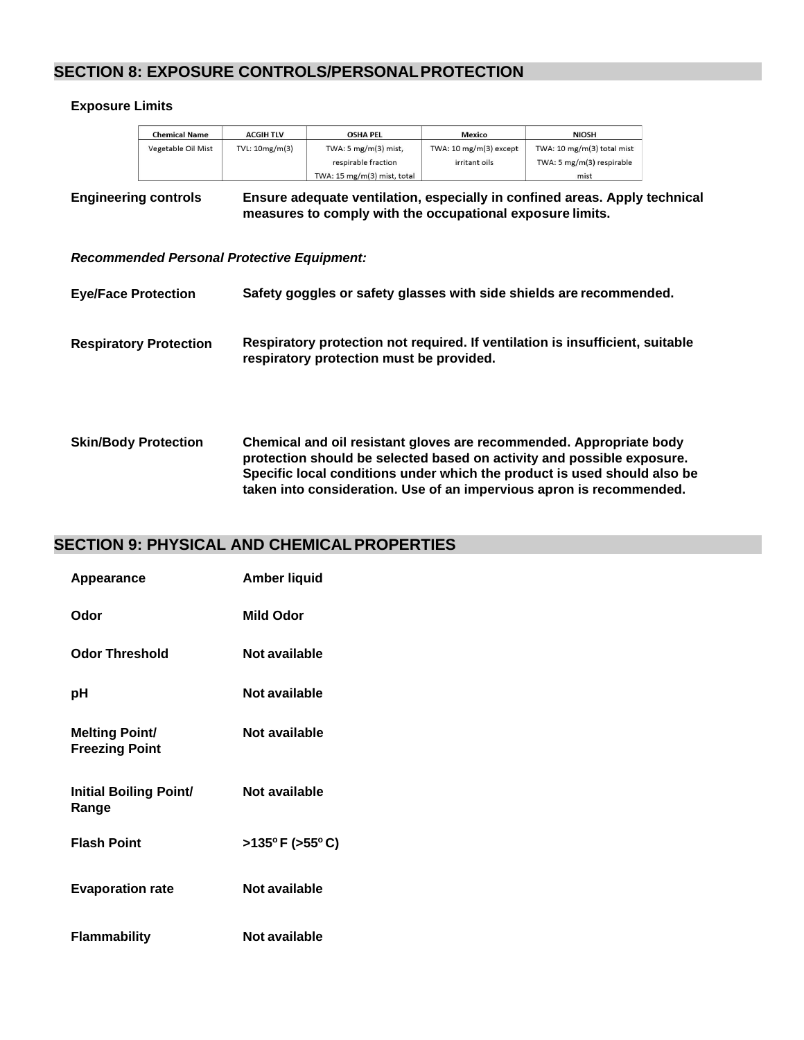## SECTION 8: EXPOSURE CONTROLS/PERSONAL PROTECTION

### Exposure Limits

| Chemical Name | ACGIH TLV | OSHA PEL | Mexico | NIOSH |
|---|---|---|---|---|
| Vegetable Oil Mist | TVL: 10mg/m(3) | TWA: 5 mg/m(3) mist, respirable fraction TWA: 15 mg/m(3) mist, total | TWA: 10 mg/m(3) except irritant oils | TWA: 10 mg/m(3) total mist TWA: 5 mg/m(3) respirable mist |

**Engineering controls** — **Ensure adequate ventilation, especially in confined areas. Apply technical measures to comply with the occupational exposure limits.**

***Recommended Personal Protective Equipment:***

**Eye/Face Protection** — **Safety goggles or safety glasses with side shields are recommended.**

**Respiratory Protection** — **Respiratory protection not required. If ventilation is insufficient, suitable respiratory protection must be provided.**

**Skin/Body Protection** — **Chemical and oil resistant gloves are recommended. Appropriate body protection should be selected based on activity and possible exposure. Specific local conditions under which the product is used should also be taken into consideration. Use of an impervious apron is recommended.**

## SECTION 9: PHYSICAL AND CHEMICAL PROPERTIES

| | |
|---|---|
| **Appearance** | **Amber liquid** |
| **Odor** | **Mild Odor** |
| **Odor Threshold** | **Not available** |
| **pH** | **Not available** |
| **Melting Point/ Freezing Point** | **Not available** |
| **Initial Boiling Point/ Range** | **Not available** |
| **Flash Point** | **>135° F (>55° C)** |
| **Evaporation rate** | **Not available** |
| **Flammability** | **Not available** |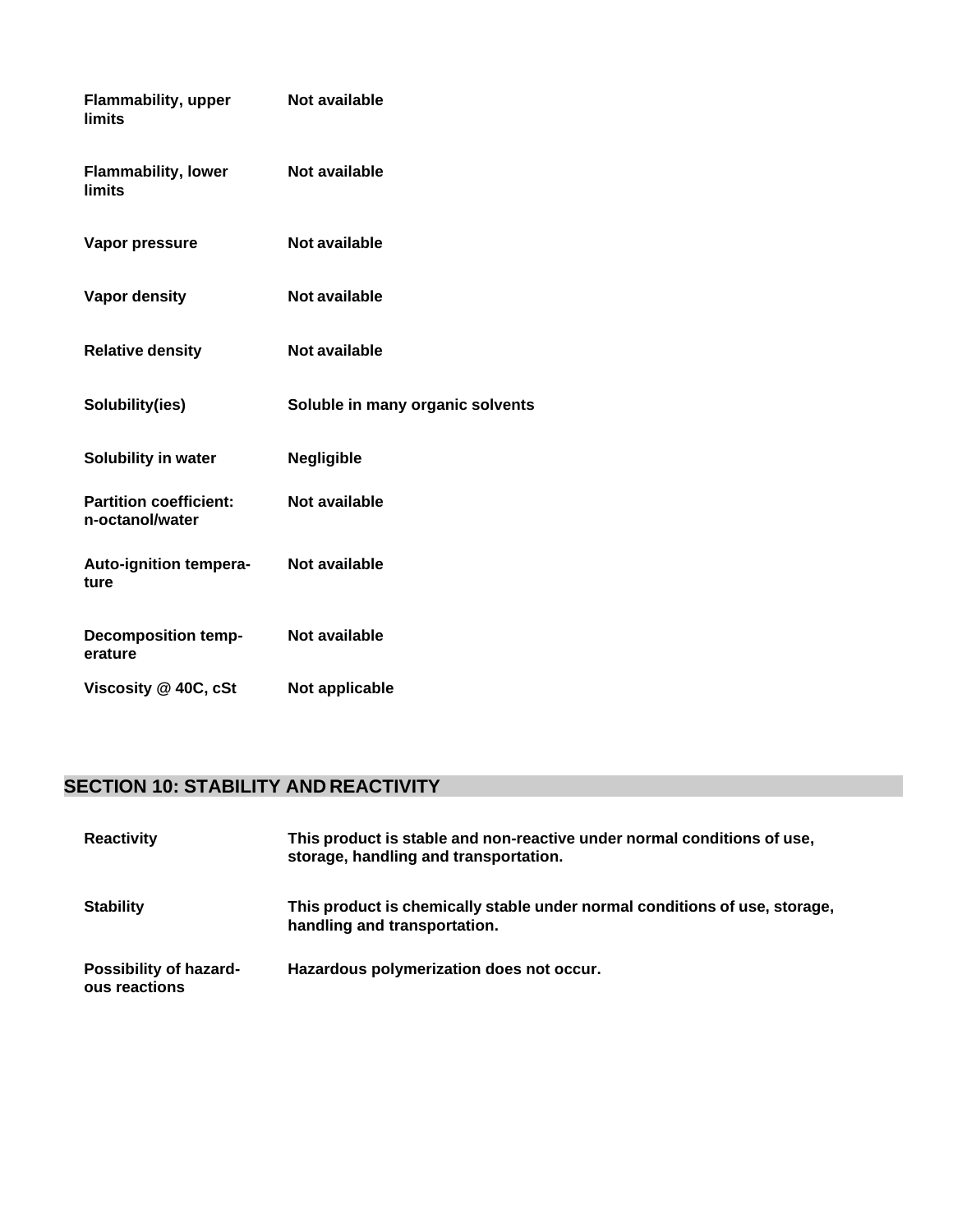| | |
|---|---|
| **Flammability, upper limits** | **Not available** |
| **Flammability, lower limits** | **Not available** |
| **Vapor pressure** | **Not available** |
| **Vapor density** | **Not available** |
| **Relative density** | **Not available** |
| **Solubility(ies)** | **Soluble in many organic solvents** |
| **Solubility in water** | **Negligible** |
| **Partition coefficient: n-octanol/water** | **Not available** |
| **Auto-ignition temperature** | **Not available** |
| **Decomposition temperature** | **Not available** |
| **Viscosity @ 40C, cSt** | **Not applicable** |

## SECTION 10: STABILITY AND REACTIVITY

| | |
|---|---|
| **Reactivity** | **This product is stable and non-reactive under normal conditions of use, storage, handling and transportation.** |
| **Stability** | **This product is chemically stable under normal conditions of use, storage, handling and transportation.** |
| **Possibility of hazardous reactions** | **Hazardous polymerization does not occur.** |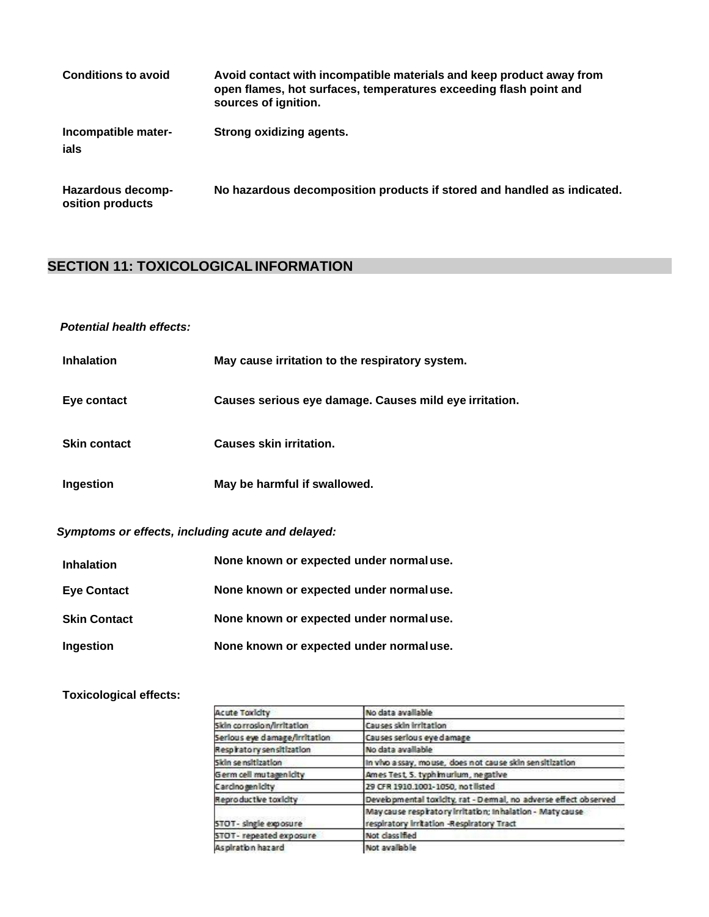| | |
|---|---|
| **Conditions to avoid** | **Avoid contact with incompatible materials and keep product away from open flames, hot surfaces, temperatures exceeding flash point and sources of ignition.** |
| **Incompatible materials** | **Strong oxidizing agents.** |
| **Hazardous decomposition products** | **No hazardous decomposition products if stored and handled as indicated.** |

## SECTION 11: TOXICOLOGICAL INFORMATION

***Potential health effects:***

| | |
|---|---|
| **Inhalation** | **May cause irritation to the respiratory system.** |
| **Eye contact** | **Causes serious eye damage. Causes mild eye irritation.** |
| **Skin contact** | **Causes skin irritation.** |
| **Ingestion** | **May be harmful if swallowed.** |

***Symptoms or effects, including acute and delayed:***

| | |
|---|---|
| **Inhalation** | **None known or expected under normal use.** |
| **Eye Contact** | **None known or expected under normal use.** |
| **Skin Contact** | **None known or expected under normal use.** |
| **Ingestion** | **None known or expected under normal use.** |

**Toxicological effects:**

| | |
|---|---|
| Acute Toxicity | No data available |
| Skin corrosion/irritation | Causes skin irritation |
| Serious eye damage/irritation | Causes serious eye damage |
| Respiratory sensitization | No data available |
| Skin sensitization | In vivo assay, mouse, does not cause skin sensitization |
| Germ cell mutagenicity | Ames Test, S. typhimurium, negative |
| Carcinogenicity | 29 CFR 1910.1001-1050, not listed |
| Reproductive toxicity | Developmental toxicity, rat - Dermal, no adverse effect observed |
| STOT - single exposure | May cause respiratory irritation; Inhalation - Maty cause respiratory irritation -Respiratory Tract |
| STOT - repeated exposure | Not classified |
| Aspiration hazard | Not available |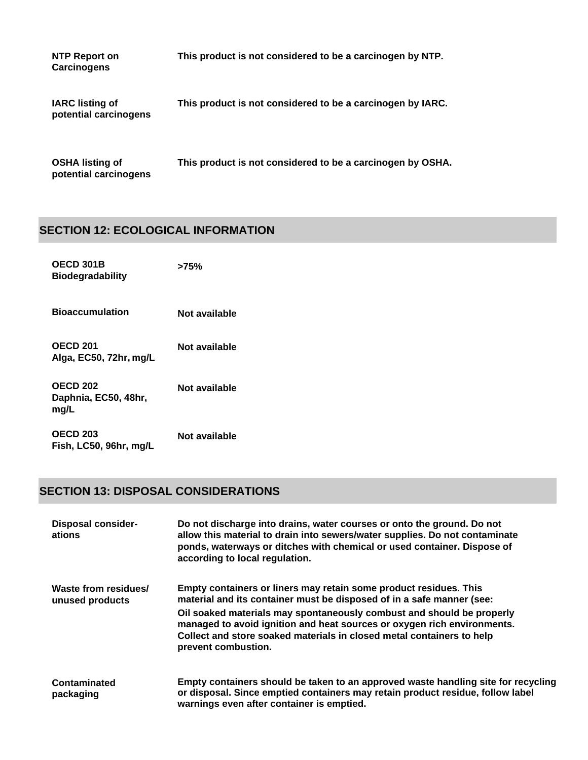| | |
|---|---|
| **NTP Report on Carcinogens** | **This product is not considered to be a carcinogen by NTP.** |
| **IARC listing of potential carcinogens** | **This product is not considered to be a carcinogen by IARC.** |
| **OSHA listing of potential carcinogens** | **This product is not considered to be a carcinogen by OSHA.** |

## SECTION 12: ECOLOGICAL INFORMATION

| | |
|---|---|
| **OECD 301B Biodegradability** | **>75%** |
| **Bioaccumulation** | **Not available** |
| **OECD 201 Alga, EC50, 72hr, mg/L** | **Not available** |
| **OECD 202 Daphnia, EC50, 48hr, mg/L** | **Not available** |
| **OECD 203 Fish, LC50, 96hr, mg/L** | **Not available** |

## SECTION 13: DISPOSAL CONSIDERATIONS

| | |
|---|---|
| **Disposal consider-ations** | **Do not discharge into drains, water courses or onto the ground. Do not allow this material to drain into sewers/water supplies. Do not contaminate ponds, waterways or ditches with chemical or used container. Dispose of according to local regulation.** |
| **Waste from residues/ unused products** | **Empty containers or liners may retain some product residues. This material and its container must be disposed of in a safe manner (see: Oil soaked materials may spontaneously combust and should be properly managed to avoid ignition and heat sources or oxygen rich environments. Collect and store soaked materials in closed metal containers to help prevent combustion.** |
| **Contaminated packaging** | **Empty containers should be taken to an approved waste handling site for recycling or disposal. Since emptied containers may retain product residue, follow label warnings even after container is emptied.** |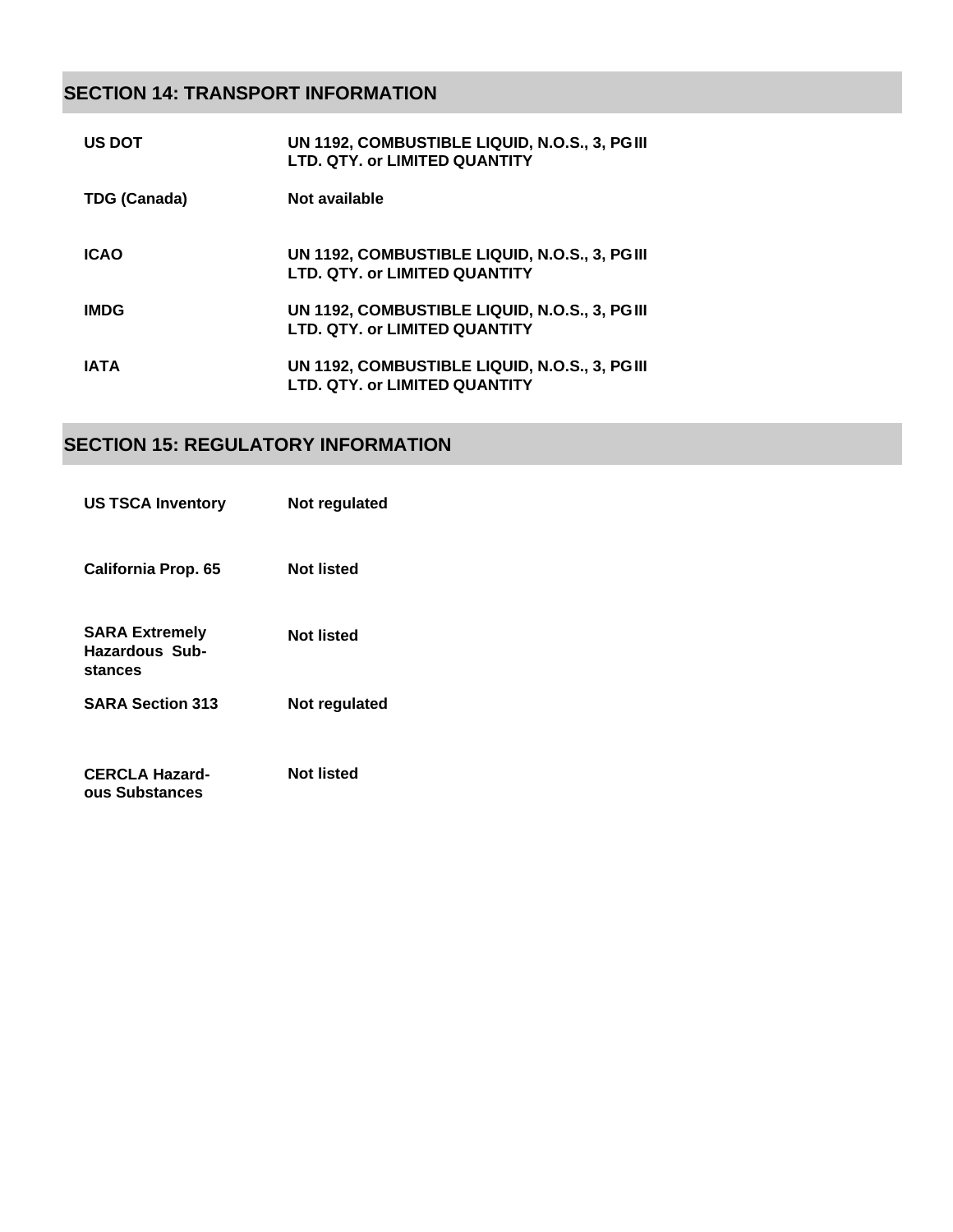## SECTION 14: TRANSPORT INFORMATION

| | |
|---|---|
| **US DOT** | **UN 1192, COMBUSTIBLE LIQUID, N.O.S., 3, PG III LTD. QTY. or LIMITED QUANTITY** |
| **TDG (Canada)** | **Not available** |
| **ICAO** | **UN 1192, COMBUSTIBLE LIQUID, N.O.S., 3, PG III LTD. QTY. or LIMITED QUANTITY** |
| **IMDG** | **UN 1192, COMBUSTIBLE LIQUID, N.O.S., 3, PG III LTD. QTY. or LIMITED QUANTITY** |
| **IATA** | **UN 1192, COMBUSTIBLE LIQUID, N.O.S., 3, PG III LTD. QTY. or LIMITED QUANTITY** |

## SECTION 15: REGULATORY INFORMATION

| | |
|---|---|
| **US TSCA Inventory** | **Not regulated** |
| **California Prop. 65** | **Not listed** |
| **SARA Extremely Hazardous Substances** | **Not listed** |
| **SARA Section 313** | **Not regulated** |
| **CERCLA Hazardous Substances** | **Not listed** |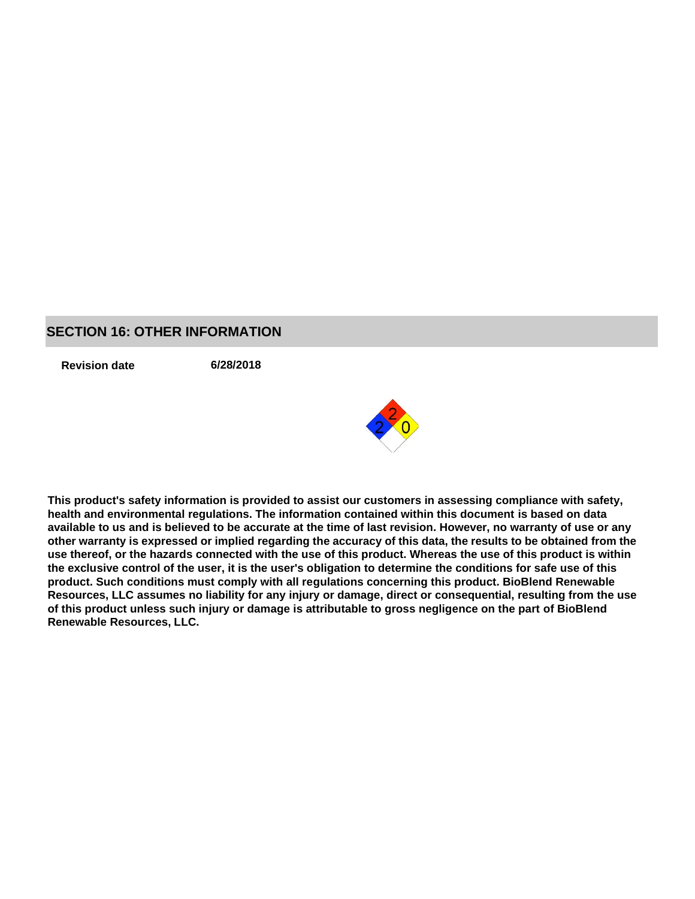## SECTION 16: OTHER INFORMATION

**Revision date** **6/28/2018**

2
2 0

**This product's safety information is provided to assist our customers in assessing compliance with safety, health and environmental regulations. The information contained within this document is based on data available to us and is believed to be accurate at the time of last revision. However, no warranty of use or any other warranty is expressed or implied regarding the accuracy of this data, the results to be obtained from the use thereof, or the hazards connected with the use of this product. Whereas the use of this product is within the exclusive control of the user, it is the user's obligation to determine the conditions for safe use of this product. Such conditions must comply with all regulations concerning this product. BioBlend Renewable Resources, LLC assumes no liability for any injury or damage, direct or consequential, resulting from the use of this product unless such injury or damage is attributable to gross negligence on the part of BioBlend Renewable Resources, LLC.**